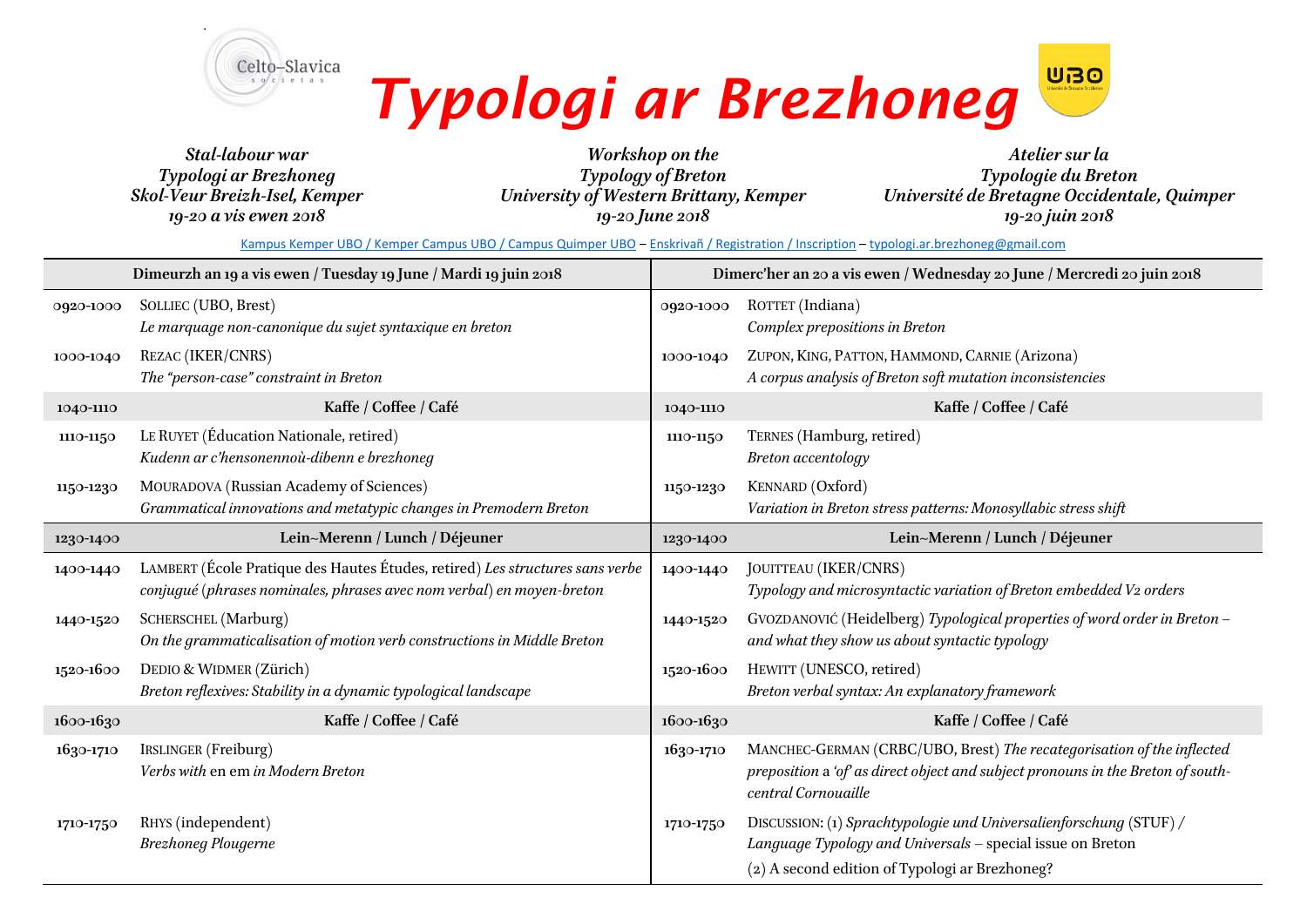Celto-Slavica societas

# Typologi ar Brezhoneg

UBO

***Stal-labour war***
***Typologi ar Brezhoneg***
***Skol-Veur Breizh-Isel, Kemper***
***19-20 a vis ewen 2018***

***Workshop on the***
***Typology of Breton***
***University of Western Brittany, Kemper***
***19-20 June 2018***

***Atelier sur la***
***Typologie du Breton***
***Université de Bretagne Occidentale, Quimper***
***19-20 juin 2018***

Kampus Kemper UBO / Kemper Campus UBO / Campus Quimper UBO – Enskrivañ / Registration / Inscription – typologi.ar.brezhoneg@gmail.com

| **Dimeurzh an 19 a vis ewen / Tuesday 19 June / Mardi 19 juin 2018** | | **Dimerc'her an 20 a vis ewen / Wednesday 20 June / Mercredi 20 juin 2018** | |
|---|---|---|---|
| 0920-1000 | SOLLIEC (UBO, Brest) *Le marquage non-canonique du sujet syntaxique en breton* | 0920-1000 | ROTTET (Indiana) *Complex prepositions in Breton* |
| 1000-1040 | REZAC (IKER/CNRS) *The "person-case" constraint in Breton* | 1000-1040 | ZUPON, KING, PATTON, HAMMOND, CARNIE (Arizona) *A corpus analysis of Breton soft mutation inconsistencies* |
| 1040-1110 | **Kaffe / Coffee / Café** | 1040-1110 | **Kaffe / Coffee / Café** |
| 1110-1150 | LE RUYET (Éducation Nationale, retired) *Kudenn ar c'hensonennoù-dibenn e brezhoneg* | 1110-1150 | TERNES (Hamburg, retired) *Breton accentology* |
| 1150-1230 | MOURADOVA (Russian Academy of Sciences) *Grammatical innovations and metatypic changes in Premodern Breton* | 1150-1230 | KENNARD (Oxford) *Variation in Breton stress patterns: Monosyllabic stress shift* |
| 1230-1400 | **Lein~Merenn / Lunch / Déjeuner** | 1230-1400 | **Lein~Merenn / Lunch / Déjeuner** |
| 1400-1440 | LAMBERT (École Pratique des Hautes Études, retired) *Les structures sans verbe conjugué (phrases nominales, phrases avec nom verbal) en moyen-breton* | 1400-1440 | JOUITTEAU (IKER/CNRS) *Typology and microsyntactic variation of Breton embedded V2 orders* |
| 1440-1520 | SCHERSCHEL (Marburg) *On the grammaticalisation of motion verb constructions in Middle Breton* | 1440-1520 | GVOZDANOVIĆ (Heidelberg) *Typological properties of word order in Breton – and what they show us about syntactic typology* |
| 1520-1600 | DEDIO & WIDMER (Zürich) *Breton reflexives: Stability in a dynamic typological landscape* | 1520-1600 | HEWITT (UNESCO, retired) *Breton verbal syntax: An explanatory framework* |
| 1600-1630 | **Kaffe / Coffee / Café** | 1600-1630 | **Kaffe / Coffee / Café** |
| 1630-1710 | IRSLINGER (Freiburg) *Verbs with* en em *in Modern Breton* | 1630-1710 | MANCHEC-GERMAN (CRBC/UBO, Brest) *The recategorisation of the inflected preposition* a *'of' as direct object and subject pronouns in the Breton of south-central Cornouaille* |
| 1710-1750 | RHYS (independent) *Brezhoneg Plougerne* | 1710-1750 | DISCUSSION: (1) *Sprachtypologie und Universalienforschung* (STUF) / *Language Typology and Universals* – special issue on Breton (2) A second edition of Typologi ar Brezhoneg? |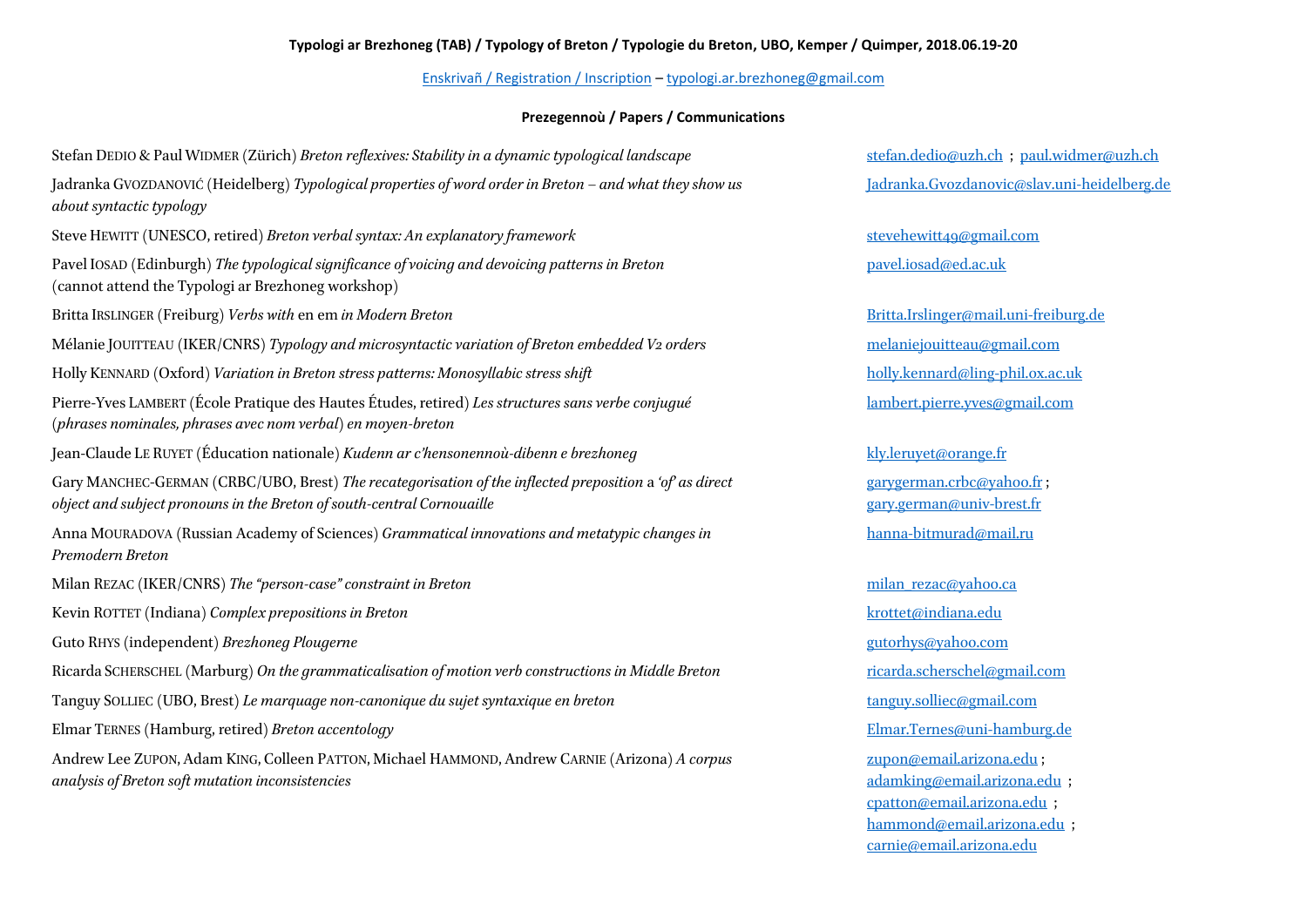**Typologi ar Brezhoneg (TAB) / Typology of Breton / Typologie du Breton, UBO, Kemper / Quimper, 2018.06.19-20**

Enskrivañ / Registration / Inscription – typologi.ar.brezhoneg@gmail.com

**Prezegennoù / Papers / Communications**

Stefan DEDIO & Paul WIDMER (Zürich) *Breton reflexives: Stability in a dynamic typological landscape* — stefan.dedio@uzh.ch ; paul.widmer@uzh.ch

Jadranka GVOZDANOVIĆ (Heidelberg) *Typological properties of word order in Breton – and what they show us about syntactic typology* — Jadranka.Gvozdanovic@slav.uni-heidelberg.de

Steve HEWITT (UNESCO, retired) *Breton verbal syntax: An explanatory framework* — stevehewitt49@gmail.com

Pavel IOSAD (Edinburgh) *The typological significance of voicing and devoicing patterns in Breton* (cannot attend the Typologi ar Brezhoneg workshop) — pavel.iosad@ed.ac.uk

Britta IRSLINGER (Freiburg) *Verbs with* en em *in Modern Breton* — Britta.Irslinger@mail.uni-freiburg.de

Mélanie JOUITTEAU (IKER/CNRS) *Typology and microsyntactic variation of Breton embedded V2 orders* — melaniejouitteau@gmail.com

Holly KENNARD (Oxford) *Variation in Breton stress patterns: Monosyllabic stress shift* — holly.kennard@ling-phil.ox.ac.uk

Pierre-Yves LAMBERT (École Pratique des Hautes Études, retired) *Les structures sans verbe conjugué (phrases nominales, phrases avec nom verbal) en moyen-breton* — lambert.pierre.yves@gmail.com

Jean-Claude LE RUYET (Éducation nationale) *Kudenn ar c'hensonennoù-dibenn e brezhoneg* — kly.leruyet@orange.fr

Gary MANCHEC-GERMAN (CRBC/UBO, Brest) *The recategorisation of the inflected preposition* a *'of' as direct object and subject pronouns in the Breton of south-central Cornouaille* — garygerman.crbc@yahoo.fr ; gary.german@univ-brest.fr

Anna MOURADOVA (Russian Academy of Sciences) *Grammatical innovations and metatypic changes in Premodern Breton* — hanna-bitmurad@mail.ru

Milan REZAC (IKER/CNRS) *The "person-case" constraint in Breton* — milan_rezac@yahoo.ca

Kevin ROTTET (Indiana) *Complex prepositions in Breton* — krottet@indiana.edu

Guto RHYS (independent) *Brezhoneg Plougerne* — gutorhys@yahoo.com

Ricarda SCHERSCHEL (Marburg) *On the grammaticalisation of motion verb constructions in Middle Breton* — ricarda.scherschel@gmail.com

Tanguy SOLLIEC (UBO, Brest) *Le marquage non-canonique du sujet syntaxique en breton* — tanguy.solliec@gmail.com

Elmar TERNES (Hamburg, retired) *Breton accentology* — Elmar.Ternes@uni-hamburg.de

Andrew Lee ZUPON, Adam KING, Colleen PATTON, Michael HAMMOND, Andrew CARNIE (Arizona) *A corpus analysis of Breton soft mutation inconsistencies* — zupon@email.arizona.edu ; adamking@email.arizona.edu ; cpatton@email.arizona.edu ; hammond@email.arizona.edu ; carnie@email.arizona.edu